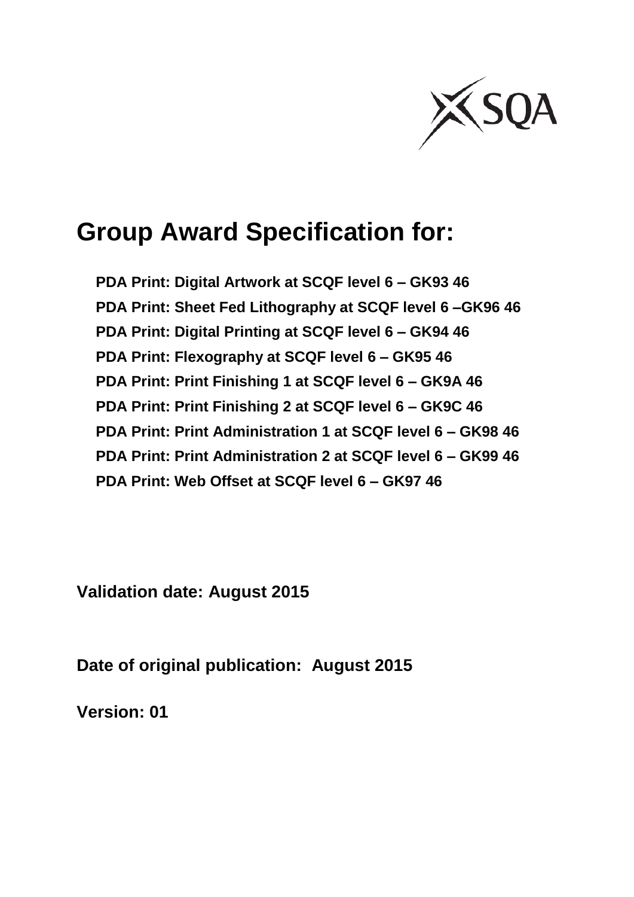# Group Award Specification for:

**PDA Print: Digital Artwork at SCQF level 6 – GK93 46**

**PDA Print: Sheet Fed Lithography at SCQF level 6 –GK96 46**

**PDA Print: Digital Printing at SCQF level 6 – GK94 46**

**PDA Print: Flexography at SCQF level 6 – GK95 46**

**PDA Print: Print Finishing 1 at SCQF level 6 – GK9A 46**

**PDA Print: Print Finishing 2 at SCQF level 6 – GK9C 46**

**PDA Print: Print Administration 1 at SCQF level 6 – GK98 46**

**PDA Print: Print Administration 2 at SCQF level 6 – GK99 46**

**PDA Print: Web Offset at SCQF level 6 – GK97 46**

**Validation date: August 2015**

**Date of original publication: August 2015**

**Version: 01**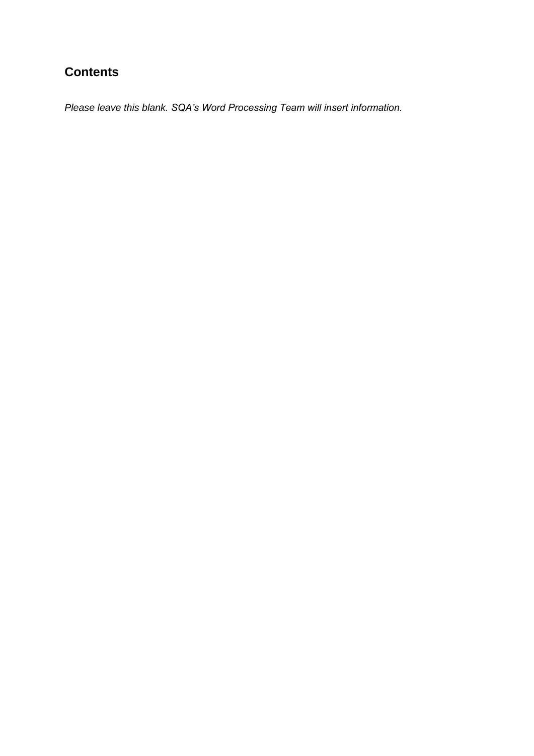## Contents

*Please leave this blank. SQA's Word Processing Team will insert information.*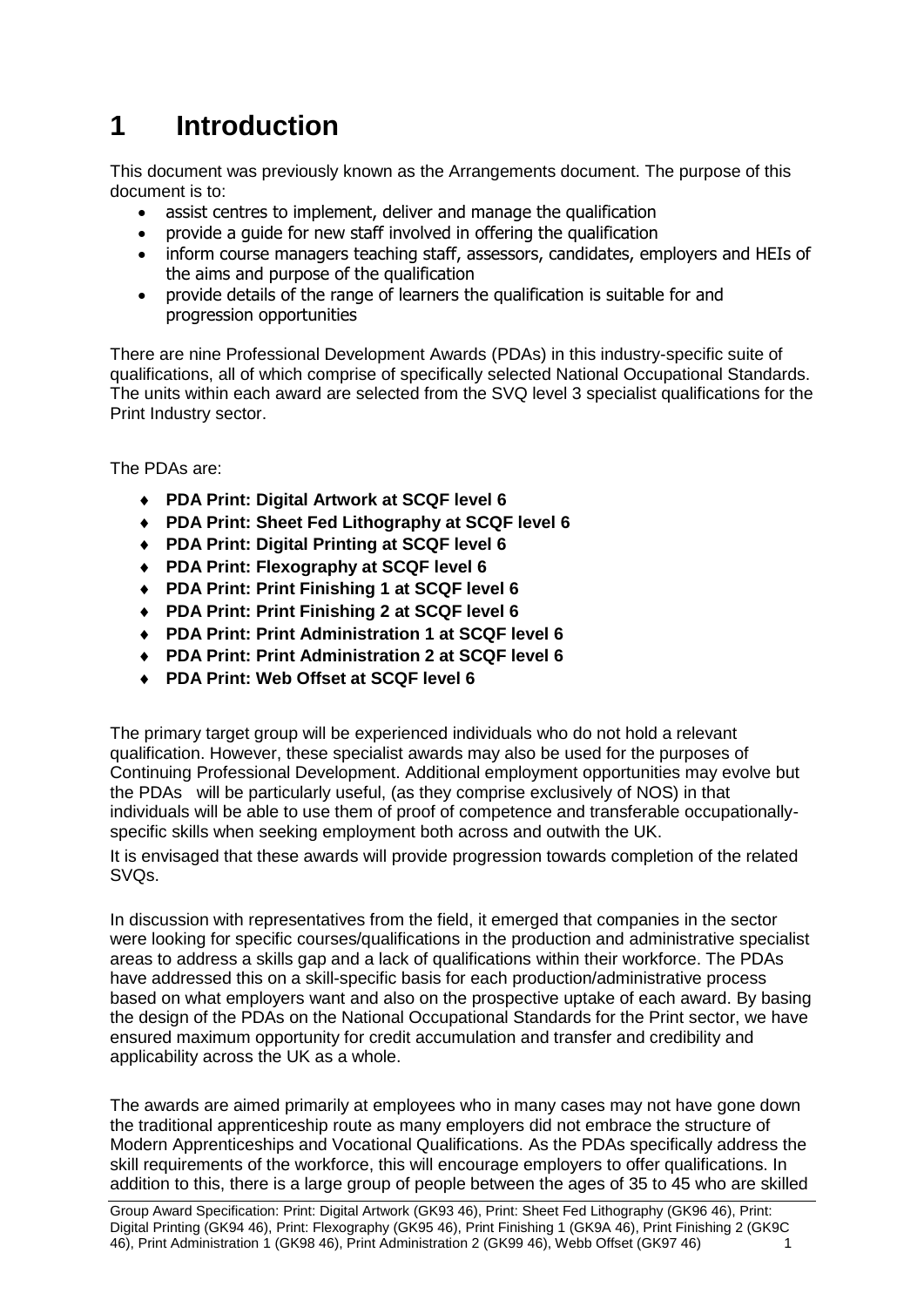# 1 Introduction

This document was previously known as the Arrangements document. The purpose of this document is to:

- assist centres to implement, deliver and manage the qualification
- provide a guide for new staff involved in offering the qualification
- inform course managers teaching staff, assessors, candidates, employers and HEIs of the aims and purpose of the qualification
- provide details of the range of learners the qualification is suitable for and progression opportunities

There are nine Professional Development Awards (PDAs) in this industry-specific suite of qualifications, all of which comprise of specifically selected National Occupational Standards. The units within each award are selected from the SVQ level 3 specialist qualifications for the Print Industry sector.

The PDAs are:

- **PDA Print: Digital Artwork at SCQF level 6**
- **PDA Print: Sheet Fed Lithography at SCQF level 6**
- **PDA Print: Digital Printing at SCQF level 6**
- **PDA Print: Flexography at SCQF level 6**
- **PDA Print: Print Finishing 1 at SCQF level 6**
- **PDA Print: Print Finishing 2 at SCQF level 6**
- **PDA Print: Print Administration 1 at SCQF level 6**
- **PDA Print: Print Administration 2 at SCQF level 6**
- **PDA Print: Web Offset at SCQF level 6**

The primary target group will be experienced individuals who do not hold a relevant qualification. However, these specialist awards may also be used for the purposes of Continuing Professional Development. Additional employment opportunities may evolve but the PDAs will be particularly useful, (as they comprise exclusively of NOS) in that individuals will be able to use them of proof of competence and transferable occupationally-specific skills when seeking employment both across and outwith the UK.

It is envisaged that these awards will provide progression towards completion of the related SVQs.

In discussion with representatives from the field, it emerged that companies in the sector were looking for specific courses/qualifications in the production and administrative specialist areas to address a skills gap and a lack of qualifications within their workforce. The PDAs have addressed this on a skill-specific basis for each production/administrative process based on what employers want and also on the prospective uptake of each award. By basing the design of the PDAs on the National Occupational Standards for the Print sector, we have ensured maximum opportunity for credit accumulation and transfer and credibility and applicability across the UK as a whole.

The awards are aimed primarily at employees who in many cases may not have gone down the traditional apprenticeship route as many employers did not embrace the structure of Modern Apprenticeships and Vocational Qualifications. As the PDAs specifically address the skill requirements of the workforce, this will encourage employers to offer qualifications. In addition to this, there is a large group of people between the ages of 35 to 45 who are skilled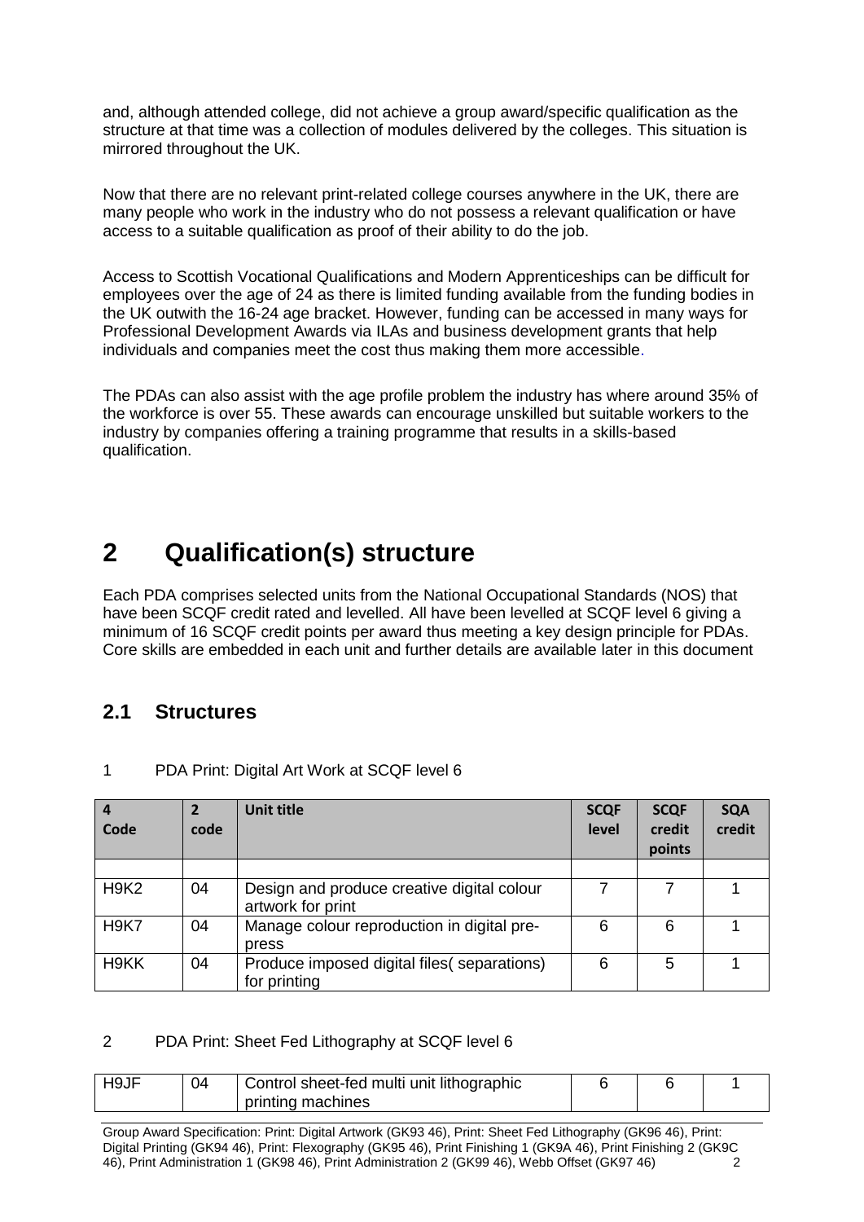and, although attended college, did not achieve a group award/specific qualification as the structure at that time was a collection of modules delivered by the colleges. This situation is mirrored throughout the UK.

Now that there are no relevant print-related college courses anywhere in the UK, there are many people who work in the industry who do not possess a relevant qualification or have access to a suitable qualification as proof of their ability to do the job.

Access to Scottish Vocational Qualifications and Modern Apprenticeships can be difficult for employees over the age of 24 as there is limited funding available from the funding bodies in the UK outwith the 16-24 age bracket. However, funding can be accessed in many ways for Professional Development Awards via ILAs and business development grants that help individuals and companies meet the cost thus making them more accessible.

The PDAs can also assist with the age profile problem the industry has where around 35% of the workforce is over 55. These awards can encourage unskilled but suitable workers to the industry by companies offering a training programme that results in a skills-based qualification.

# 2 Qualification(s) structure

Each PDA comprises selected units from the National Occupational Standards (NOS) that have been SCQF credit rated and levelled. All have been levelled at SCQF level 6 giving a minimum of 16 SCQF credit points per award thus meeting a key design principle for PDAs. Core skills are embedded in each unit and further details are available later in this document

## 2.1 Structures

1 PDA Print: Digital Art Work at SCQF level 6

| 4 Code | 2 code | Unit title | SCQF level | SCQF credit points | SQA credit |
|---|---|---|---|---|---|
| | | | | | |
| H9K2 | 04 | Design and produce creative digital colour artwork for print | 7 | 7 | 1 |
| H9K7 | 04 | Manage colour reproduction in digital pre-press | 6 | 6 | 1 |
| H9KK | 04 | Produce imposed digital files( separations) for printing | 6 | 5 | 1 |

2 PDA Print: Sheet Fed Lithography at SCQF level 6

| 4 Code | 2 code | Unit title | SCQF level | SCQF credit points | SQA credit |
|---|---|---|---|---|---|
| H9JF | 04 | Control sheet-fed multi unit lithographic printing machines | 6 | 6 | 1 |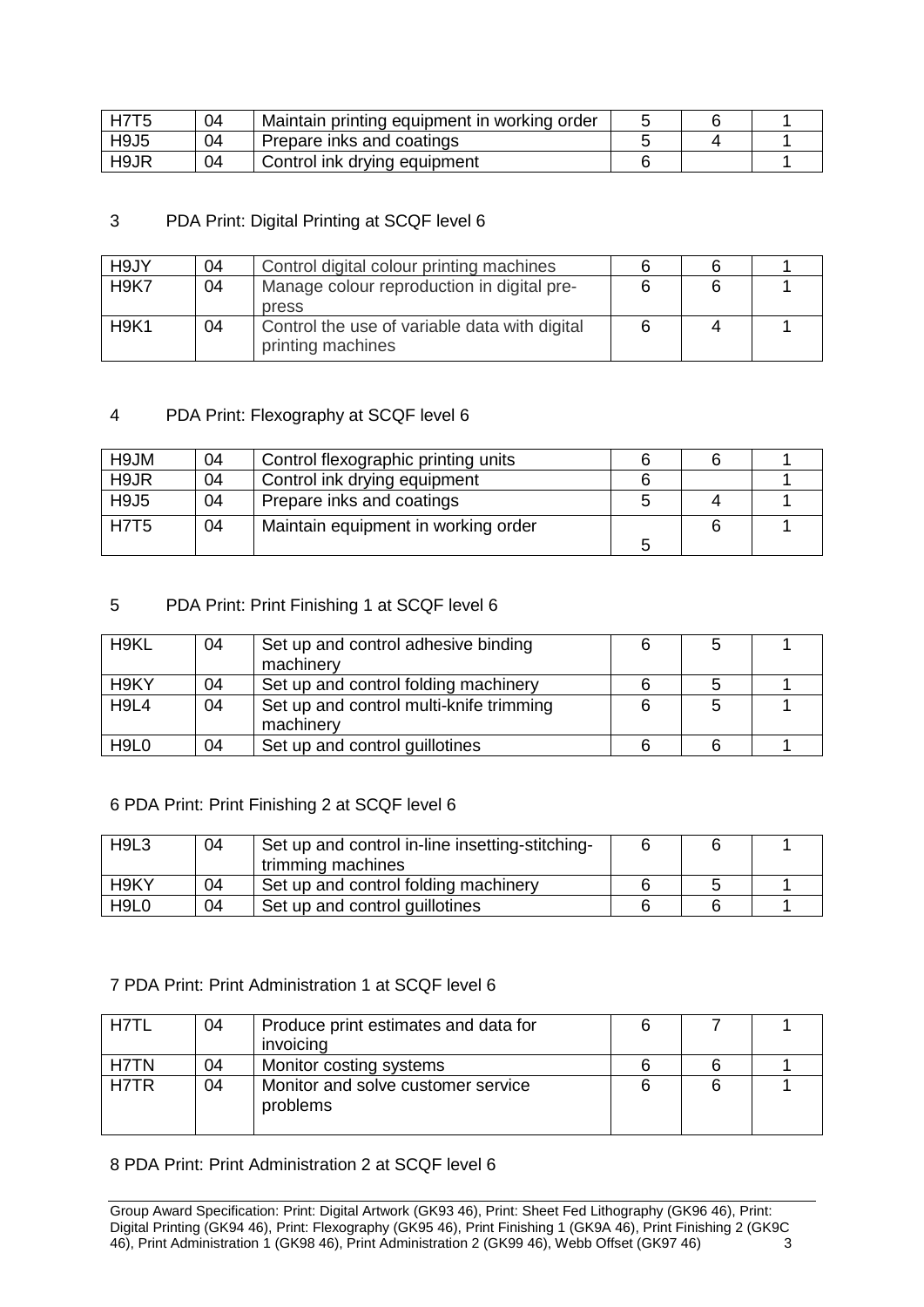| H7T5 | 04 | Maintain printing equipment in working order | 5 | 6 | 1 |
|---|---|---|---|---|---|
| H9J5 | 04 | Prepare inks and coatings | 5 | 4 | 1 |
| H9JR | 04 | Control ink drying equipment | 6 | | 1 |

3 PDA Print: Digital Printing at SCQF level 6

| H9JY | 04 | Control digital colour printing machines | 6 | 6 | 1 |
|---|---|---|---|---|---|
| H9K7 | 04 | Manage colour reproduction in digital pre-press | 6 | 6 | 1 |
| H9K1 | 04 | Control the use of variable data with digital printing machines | 6 | 4 | 1 |

4 PDA Print: Flexography at SCQF level 6

| H9JM | 04 | Control flexographic printing units | 6 | 6 | 1 |
|---|---|---|---|---|---|
| H9JR | 04 | Control ink drying equipment | 6 | | 1 |
| H9J5 | 04 | Prepare inks and coatings | 5 | 4 | 1 |
| H7T5 | 04 | Maintain equipment in working order | 5 | 6 | 1 |

5 PDA Print: Print Finishing 1 at SCQF level 6

| H9KL | 04 | Set up and control adhesive binding machinery | 6 | 5 | 1 |
|---|---|---|---|---|---|
| H9KY | 04 | Set up and control folding machinery | 6 | 5 | 1 |
| H9L4 | 04 | Set up and control multi-knife trimming machinery | 6 | 5 | 1 |
| H9L0 | 04 | Set up and control guillotines | 6 | 6 | 1 |

6 PDA Print: Print Finishing 2 at SCQF level 6

| H9L3 | 04 | Set up and control in-line insetting-stitching-trimming machines | 6 | 6 | 1 |
|---|---|---|---|---|---|
| H9KY | 04 | Set up and control folding machinery | 6 | 5 | 1 |
| H9L0 | 04 | Set up and control guillotines | 6 | 6 | 1 |

7 PDA Print: Print Administration 1 at SCQF level 6

| H7TL | 04 | Produce print estimates and data for invoicing | 6 | 7 | 1 |
|---|---|---|---|---|---|
| H7TN | 04 | Monitor costing systems | 6 | 6 | 1 |
| H7TR | 04 | Monitor and solve customer service problems | 6 | 6 | 1 |

8 PDA Print: Print Administration 2 at SCQF level 6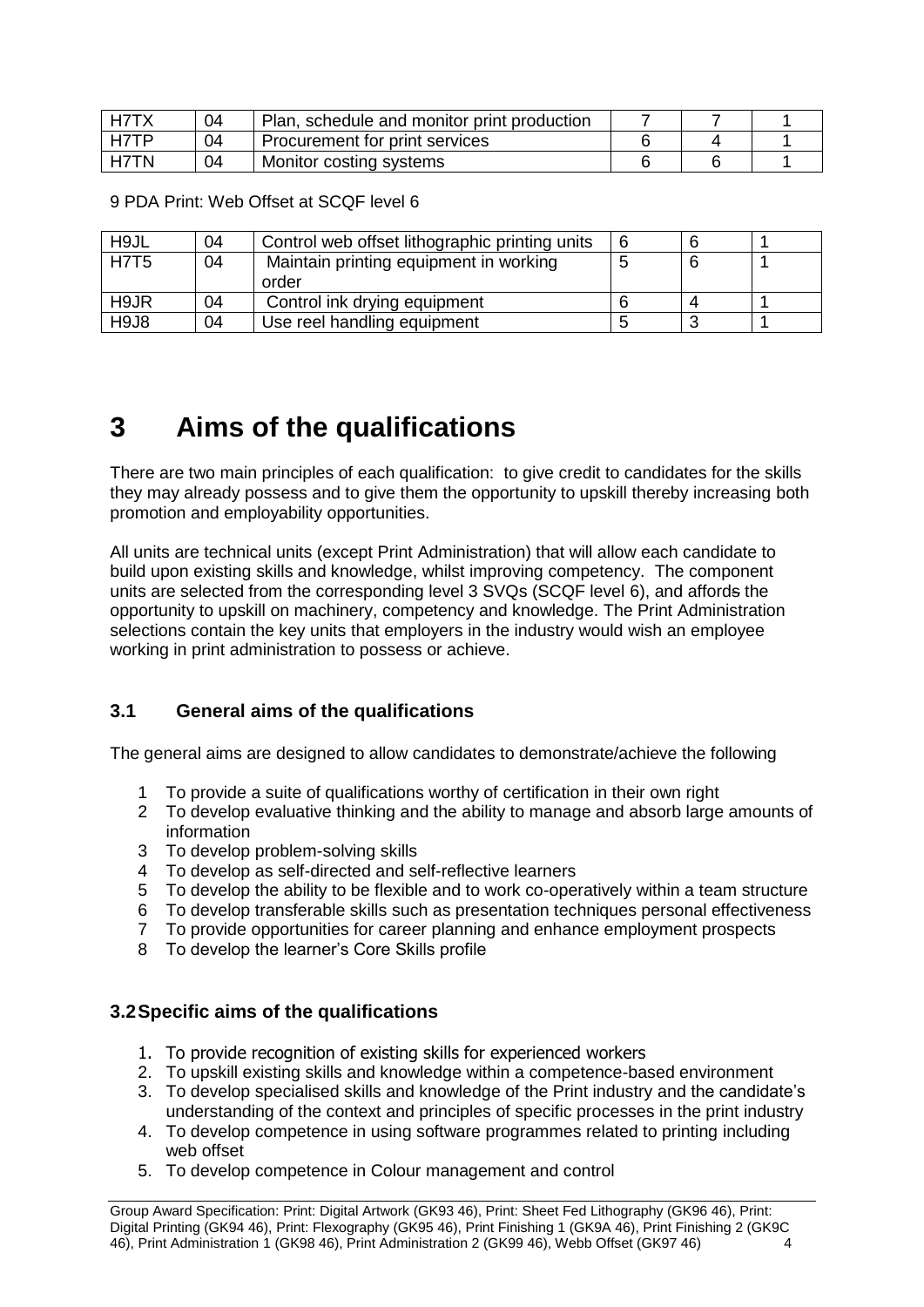| H7TX | 04 | Plan, schedule and monitor print production | 7 | 7 | 1 |
|---|---|---|---|---|---|
| H7TP | 04 | Procurement for print services | 6 | 4 | 1 |
| H7TN | 04 | Monitor costing systems | 6 | 6 | 1 |

9 PDA Print: Web Offset at SCQF level 6

| H9JL | 04 | Control web offset lithographic printing units | 6 | 6 | 1 |
|---|---|---|---|---|---|
| H7T5 | 04 | Maintain printing equipment in working order | 5 | 6 | 1 |
| H9JR | 04 | Control ink drying equipment | 6 | 4 | 1 |
| H9J8 | 04 | Use reel handling equipment | 5 | 3 | 1 |

# 3 Aims of the qualifications

There are two main principles of each qualification: to give credit to candidates for the skills they may already possess and to give them the opportunity to upskill thereby increasing both promotion and employability opportunities.

All units are technical units (except Print Administration) that will allow each candidate to build upon existing skills and knowledge, whilst improving competency. The component units are selected from the corresponding level 3 SVQs (SCQF level 6), and affords the opportunity to upskill on machinery, competency and knowledge. The Print Administration selections contain the key units that employers in the industry would wish an employee working in print administration to possess or achieve.

## 3.1 General aims of the qualifications

The general aims are designed to allow candidates to demonstrate/achieve the following

1. To provide a suite of qualifications worthy of certification in their own right
2. To develop evaluative thinking and the ability to manage and absorb large amounts of information
3. To develop problem-solving skills
4. To develop as self-directed and self-reflective learners
5. To develop the ability to be flexible and to work co-operatively within a team structure
6. To develop transferable skills such as presentation techniques personal effectiveness
7. To provide opportunities for career planning and enhance employment prospects
8. To develop the learner's Core Skills profile

## 3.2 Specific aims of the qualifications

1. To provide recognition of existing skills for experienced workers
2. To upskill existing skills and knowledge within a competence-based environment
3. To develop specialised skills and knowledge of the Print industry and the candidate's understanding of the context and principles of specific processes in the print industry
4. To develop competence in using software programmes related to printing including web offset
5. To develop competence in Colour management and control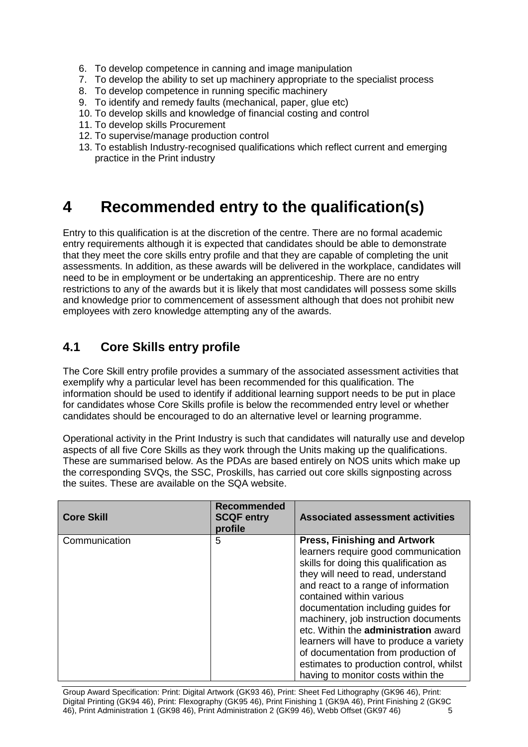6. To develop competence in canning and image manipulation
7. To develop the ability to set up machinery appropriate to the specialist process
8. To develop competence in running specific machinery
9. To identify and remedy faults (mechanical, paper, glue etc)
10. To develop skills and knowledge of financial costing and control
11. To develop skills Procurement
12. To supervise/manage production control
13. To establish Industry-recognised qualifications which reflect current and emerging practice in the Print industry

# 4 Recommended entry to the qualification(s)

Entry to this qualification is at the discretion of the centre. There are no formal academic entry requirements although it is expected that candidates should be able to demonstrate that they meet the core skills entry profile and that they are capable of completing the unit assessments. In addition, as these awards will be delivered in the workplace, candidates will need to be in employment or be undertaking an apprenticeship. There are no entry restrictions to any of the awards but it is likely that most candidates will possess some skills and knowledge prior to commencement of assessment although that does not prohibit new employees with zero knowledge attempting any of the awards.

## 4.1 Core Skills entry profile

The Core Skill entry profile provides a summary of the associated assessment activities that exemplify why a particular level has been recommended for this qualification. The information should be used to identify if additional learning support needs to be put in place for candidates whose Core Skills profile is below the recommended entry level or whether candidates should be encouraged to do an alternative level or learning programme.

Operational activity in the Print Industry is such that candidates will naturally use and develop aspects of all five Core Skills as they work through the Units making up the qualifications. These are summarised below. As the PDAs are based entirely on NOS units which make up the corresponding SVQs, the SSC, Proskills, has carried out core skills signposting across the suites. These are available on the SQA website.

| Core Skill | Recommended SCQF entry profile | Associated assessment activities |
|---|---|---|
| Communication | 5 | **Press, Finishing and Artwork** learners require good communication skills for doing this qualification as they will need to read, understand and react to a range of information contained within various documentation including guides for machinery, job instruction documents etc. Within the **administration** award learners will have to produce a variety of documentation from production of estimates to production control, whilst having to monitor costs within the |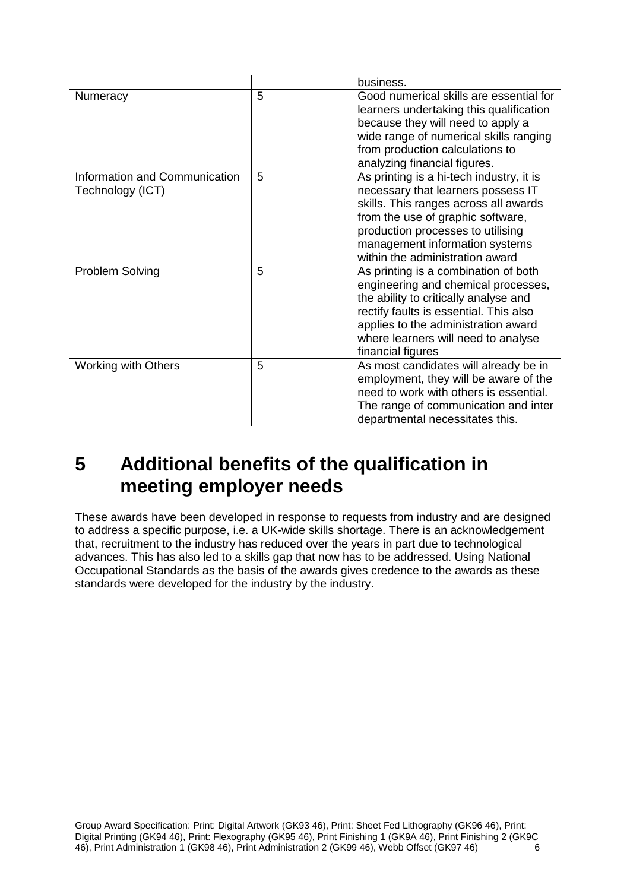| | | |
|---|---|---|
| | | business. |
| Numeracy | 5 | Good numerical skills are essential for learners undertaking this qualification because they will need to apply a wide range of numerical skills ranging from production calculations to analyzing financial figures. |
| Information and Communication Technology (ICT) | 5 | As printing is a hi-tech industry, it is necessary that learners possess IT skills. This ranges across all awards from the use of graphic software, production processes to utilising management information systems within the administration award |
| Problem Solving | 5 | As printing is a combination of both engineering and chemical processes, the ability to critically analyse and rectify faults is essential. This also applies to the administration award where learners will need to analyse financial figures |
| Working with Others | 5 | As most candidates will already be in employment, they will be aware of the need to work with others is essential. The range of communication and inter departmental necessitates this. |

# 5 Additional benefits of the qualification in meeting employer needs

These awards have been developed in response to requests from industry and are designed to address a specific purpose, i.e. a UK-wide skills shortage. There is an acknowledgement that, recruitment to the industry has reduced over the years in part due to technological advances. This has also led to a skills gap that now has to be addressed. Using National Occupational Standards as the basis of the awards gives credence to the awards as these standards were developed for the industry by the industry.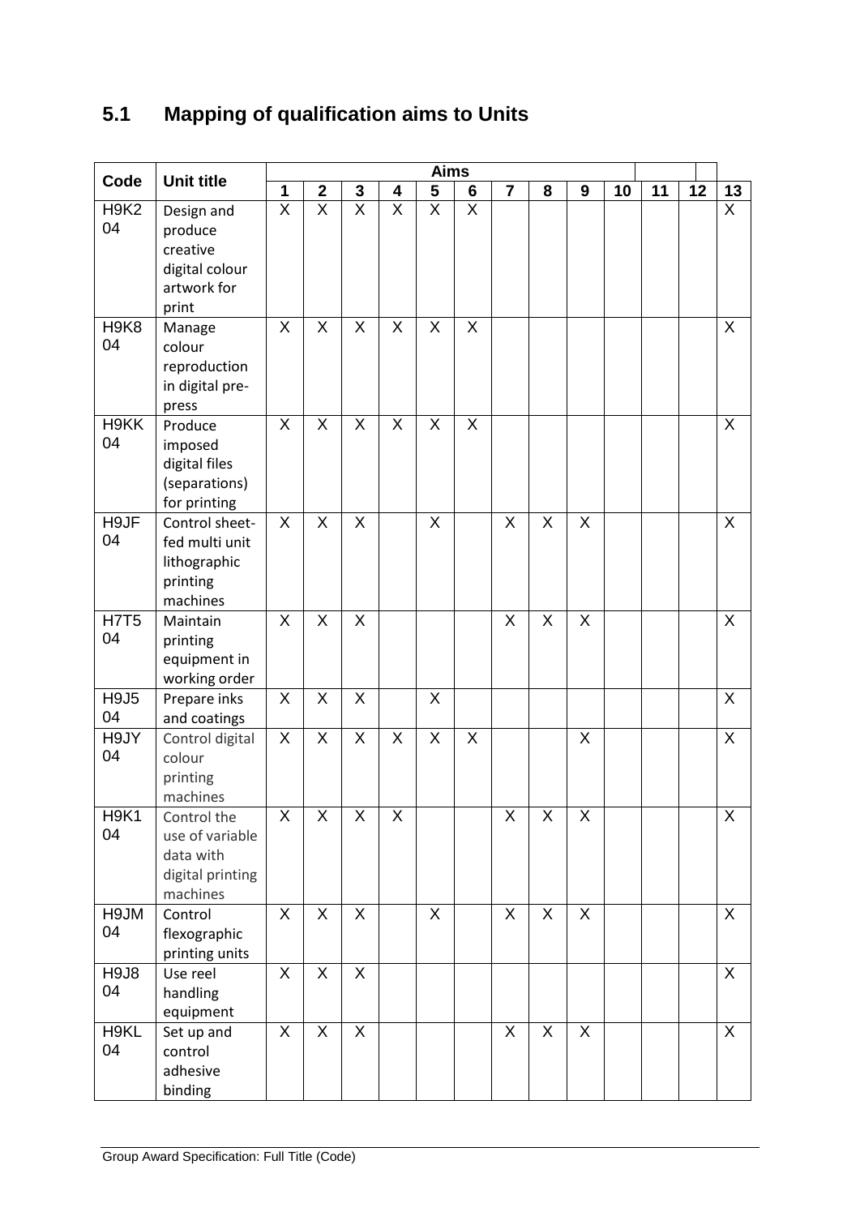## 5.1 Mapping of qualification aims to Units

| Code | Unit title | Aims | | | | | | | | | | | | |
|---|---|---|---|---|---|---|---|---|---|---|---|---|---|---|
| | | 1 | 2 | 3 | 4 | 5 | 6 | 7 | 8 | 9 | 10 | 11 | 12 | 13 |
| H9K2 04 | Design and produce creative digital colour artwork for print | X | X | X | X | X | X | | | | | | | X |
| H9K8 04 | Manage colour reproduction in digital pre-press | X | X | X | X | X | X | | | | | | | X |
| H9KK 04 | Produce imposed digital files (separations) for printing | X | X | X | X | X | X | | | | | | | X |
| H9JF 04 | Control sheet-fed multi unit lithographic printing machines | X | X | X | | X | | X | X | X | | | | X |
| H7T5 04 | Maintain printing equipment in working order | X | X | X | | | | X | X | X | | | | X |
| H9J5 04 | Prepare inks and coatings | X | X | X | | X | | | | | | | | X |
| H9JY 04 | Control digital colour printing machines | X | X | X | X | X | X | | | X | | | | X |
| H9K1 04 | Control the use of variable data with digital printing machines | X | X | X | X | | | X | X | X | | | | X |
| H9JM 04 | Control flexographic printing units | X | X | X | | X | | X | X | X | | | | X |
| H9J8 04 | Use reel handling equipment | X | X | X | | | | | | | | | | X |
| H9KL 04 | Set up and control adhesive binding | X | X | X | | | | X | X | X | | | | X |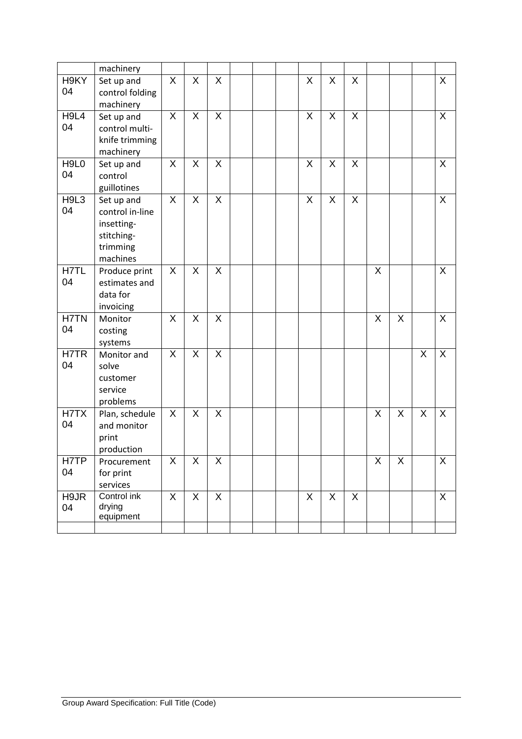| | | | | | | | | | | | | | | |
|---|---|---|---|---|---|---|---|---|---|---|---|---|---|---|
| | machinery | | | | | | | | | | | | | |
| H9KY 04 | Set up and control folding machinery | X | X | X | | | | X | X | X | | | | X |
| H9L4 04 | Set up and control multi-knife trimming machinery | X | X | X | | | | X | X | X | | | | X |
| H9L0 04 | Set up and control guillotines | X | X | X | | | | X | X | X | | | | X |
| H9L3 04 | Set up and control in-line insetting-stitching-trimming machines | X | X | X | | | | X | X | X | | | | X |
| H7TL 04 | Produce print estimates and data for invoicing | X | X | X | | | | | | | X | | | X |
| H7TN 04 | Monitor costing systems | X | X | X | | | | | | | X | X | | X |
| H7TR 04 | Monitor and solve customer service problems | X | X | X | | | | | | | | | X | X |
| H7TX 04 | Plan, schedule and monitor print production | X | X | X | | | | | | | X | X | X | X |
| H7TP 04 | Procurement for print services | X | X | X | | | | | | | X | X | | X |
| H9JR 04 | Control ink drying equipment | X | X | X | | | | X | X | X | | | | X |
| | | | | | | | | | | | | | | |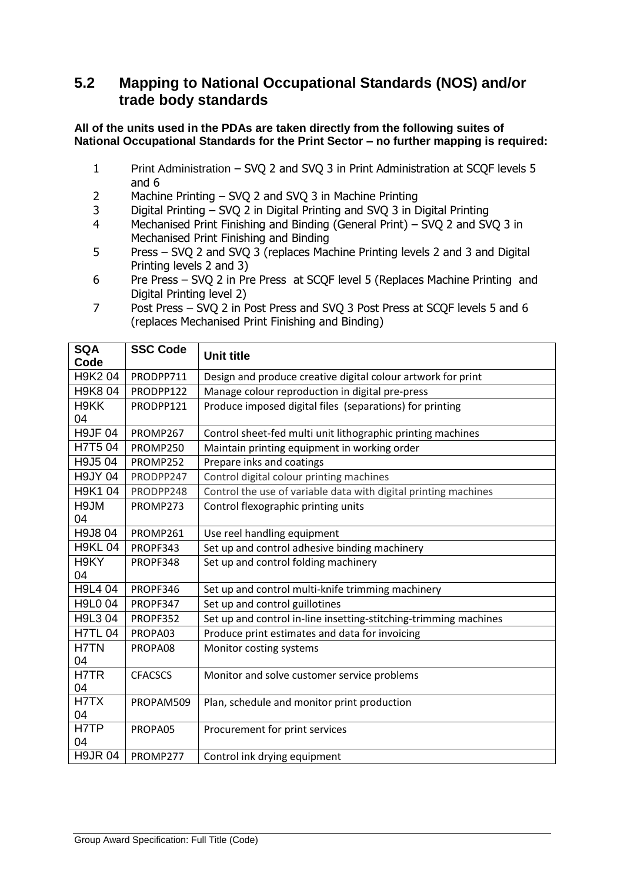## 5.2 Mapping to National Occupational Standards (NOS) and/or trade body standards

**All of the units used in the PDAs are taken directly from the following suites of National Occupational Standards for the Print Sector – no further mapping is required:**

1. Print Administration – SVQ 2 and SVQ 3 in Print Administration at SCQF levels 5 and 6
2. Machine Printing – SVQ 2 and SVQ 3 in Machine Printing
3. Digital Printing – SVQ 2 in Digital Printing and SVQ 3 in Digital Printing
4. Mechanised Print Finishing and Binding (General Print) – SVQ 2 and SVQ 3 in Mechanised Print Finishing and Binding
5. Press – SVQ 2 and SVQ 3 (replaces Machine Printing levels 2 and 3 and Digital Printing levels 2 and 3)
6. Pre Press – SVQ 2 in Pre Press at SCQF level 5 (Replaces Machine Printing and Digital Printing level 2)
7. Post Press – SVQ 2 in Post Press and SVQ 3 Post Press at SCQF levels 5 and 6 (replaces Mechanised Print Finishing and Binding)

| SQA Code | SSC Code | Unit title |
|---|---|---|
| H9K2 04 | PRODPP711 | Design and produce creative digital colour artwork for print |
| H9K8 04 | PRODPP122 | Manage colour reproduction in digital pre-press |
| H9KK 04 | PRODPP121 | Produce imposed digital files (separations) for printing |
| H9JF 04 | PROMP267 | Control sheet-fed multi unit lithographic printing machines |
| H7T5 04 | PROMP250 | Maintain printing equipment in working order |
| H9J5 04 | PROMP252 | Prepare inks and coatings |
| H9JY 04 | PRODPP247 | Control digital colour printing machines |
| H9K1 04 | PRODPP248 | Control the use of variable data with digital printing machines |
| H9JM 04 | PROMP273 | Control flexographic printing units |
| H9J8 04 | PROMP261 | Use reel handling equipment |
| H9KL 04 | PROPF343 | Set up and control adhesive binding machinery |
| H9KY 04 | PROPF348 | Set up and control folding machinery |
| H9L4 04 | PROPF346 | Set up and control multi-knife trimming machinery |
| H9L0 04 | PROPF347 | Set up and control guillotines |
| H9L3 04 | PROPF352 | Set up and control in-line insetting-stitching-trimming machines |
| H7TL 04 | PROPA03 | Produce print estimates and data for invoicing |
| H7TN 04 | PROPA08 | Monitor costing systems |
| H7TR 04 | CFACSCS | Monitor and solve customer service problems |
| H7TX 04 | PROPAM509 | Plan, schedule and monitor print production |
| H7TP 04 | PROPA05 | Procurement for print services |
| H9JR 04 | PROMP277 | Control ink drying equipment |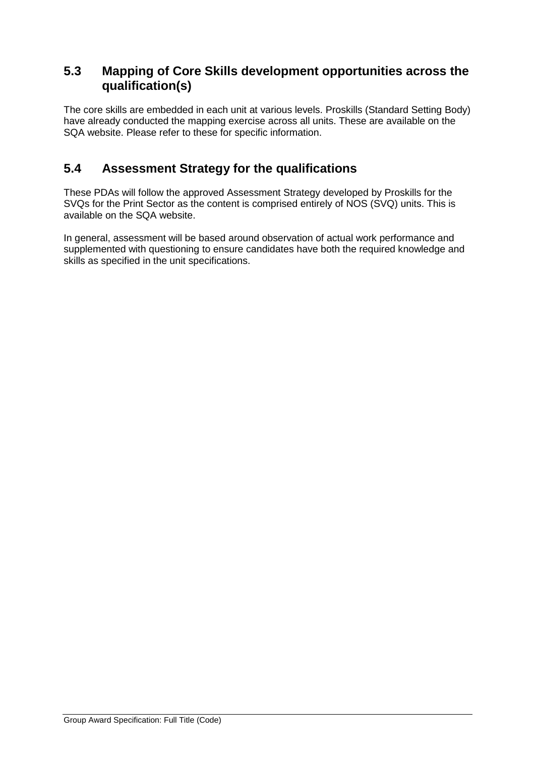## 5.3 Mapping of Core Skills development opportunities across the qualification(s)

The core skills are embedded in each unit at various levels. Proskills (Standard Setting Body) have already conducted the mapping exercise across all units. These are available on the SQA website. Please refer to these for specific information.

## 5.4 Assessment Strategy for the qualifications

These PDAs will follow the approved Assessment Strategy developed by Proskills for the SVQs for the Print Sector as the content is comprised entirely of NOS (SVQ) units. This is available on the SQA website.

In general, assessment will be based around observation of actual work performance and supplemented with questioning to ensure candidates have both the required knowledge and skills as specified in the unit specifications.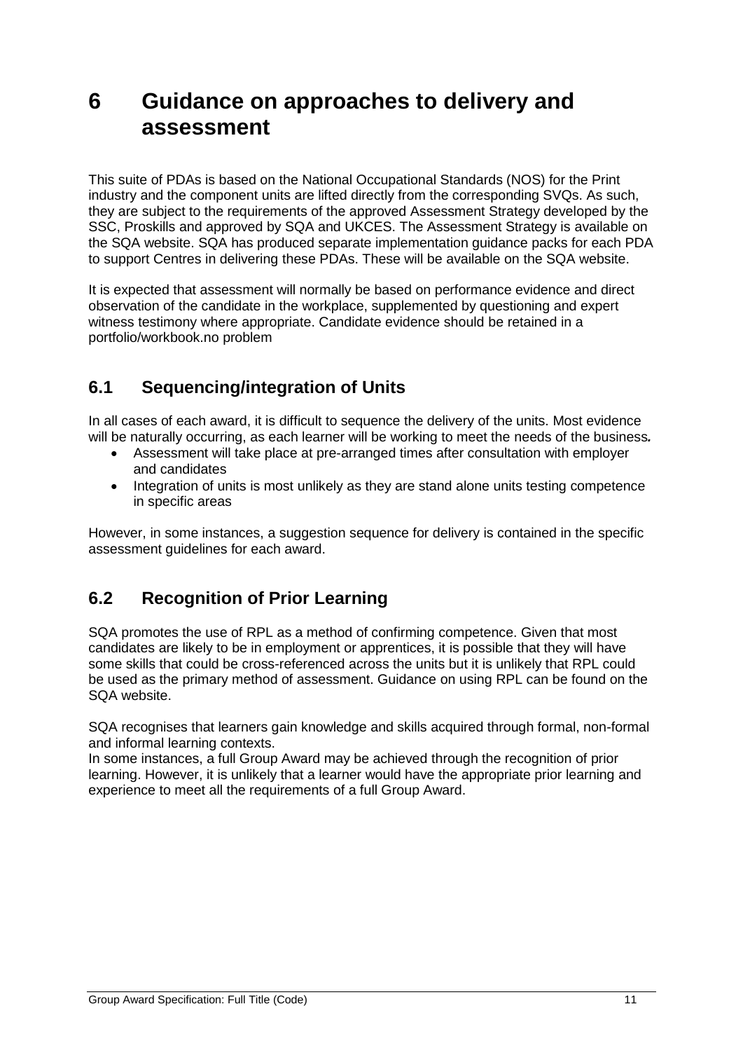# 6 Guidance on approaches to delivery and assessment

This suite of PDAs is based on the National Occupational Standards (NOS) for the Print industry and the component units are lifted directly from the corresponding SVQs. As such, they are subject to the requirements of the approved Assessment Strategy developed by the SSC, Proskills and approved by SQA and UKCES. The Assessment Strategy is available on the SQA website. SQA has produced separate implementation guidance packs for each PDA to support Centres in delivering these PDAs. These will be available on the SQA website.

It is expected that assessment will normally be based on performance evidence and direct observation of the candidate in the workplace, supplemented by questioning and expert witness testimony where appropriate. Candidate evidence should be retained in a portfolio/workbook.no problem

## 6.1 Sequencing/integration of Units

In all cases of each award, it is difficult to sequence the delivery of the units. Most evidence will be naturally occurring, as each learner will be working to meet the needs of the business*.*

- Assessment will take place at pre-arranged times after consultation with employer and candidates
- Integration of units is most unlikely as they are stand alone units testing competence in specific areas

However, in some instances, a suggestion sequence for delivery is contained in the specific assessment guidelines for each award.

## 6.2 Recognition of Prior Learning

SQA promotes the use of RPL as a method of confirming competence. Given that most candidates are likely to be in employment or apprentices, it is possible that they will have some skills that could be cross-referenced across the units but it is unlikely that RPL could be used as the primary method of assessment. Guidance on using RPL can be found on the SQA website.

SQA recognises that learners gain knowledge and skills acquired through formal, non-formal and informal learning contexts.
In some instances, a full Group Award may be achieved through the recognition of prior learning. However, it is unlikely that a learner would have the appropriate prior learning and experience to meet all the requirements of a full Group Award.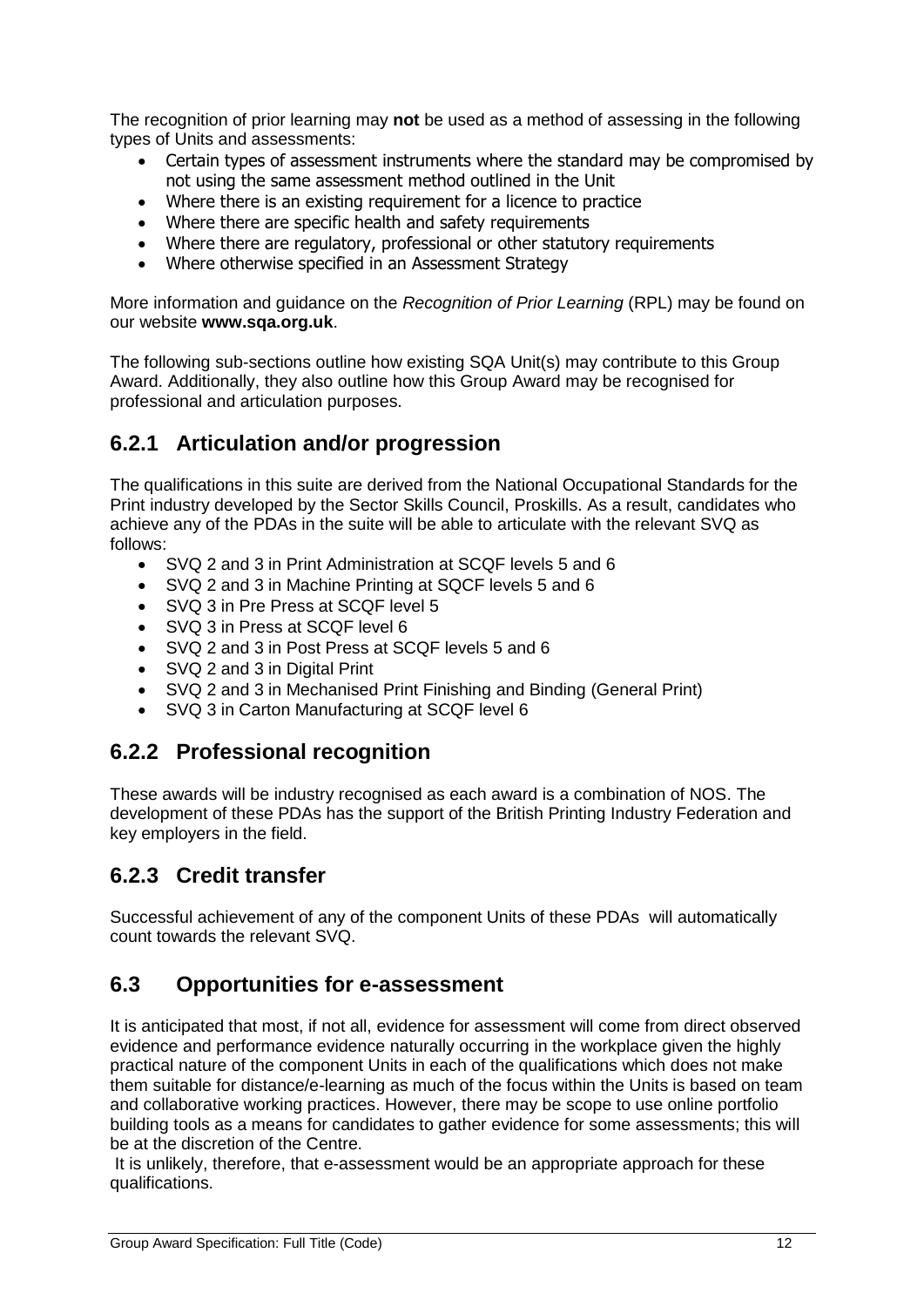The recognition of prior learning may **not** be used as a method of assessing in the following types of Units and assessments:

- Certain types of assessment instruments where the standard may be compromised by not using the same assessment method outlined in the Unit
- Where there is an existing requirement for a licence to practice
- Where there are specific health and safety requirements
- Where there are regulatory, professional or other statutory requirements
- Where otherwise specified in an Assessment Strategy

More information and guidance on the *Recognition of Prior Learning* (RPL) may be found on our website **www.sqa.org.uk**.

The following sub-sections outline how existing SQA Unit(s) may contribute to this Group Award. Additionally, they also outline how this Group Award may be recognised for professional and articulation purposes.

## 6.2.1 Articulation and/or progression

The qualifications in this suite are derived from the National Occupational Standards for the Print industry developed by the Sector Skills Council, Proskills. As a result, candidates who achieve any of the PDAs in the suite will be able to articulate with the relevant SVQ as follows:

- SVQ 2 and 3 in Print Administration at SCQF levels 5 and 6
- SVQ 2 and 3 in Machine Printing at SQCF levels 5 and 6
- SVQ 3 in Pre Press at SCQF level 5
- SVQ 3 in Press at SCQF level 6
- SVQ 2 and 3 in Post Press at SCQF levels 5 and 6
- SVQ 2 and 3 in Digital Print
- SVQ 2 and 3 in Mechanised Print Finishing and Binding (General Print)
- SVQ 3 in Carton Manufacturing at SCQF level 6

## 6.2.2 Professional recognition

These awards will be industry recognised as each award is a combination of NOS. The development of these PDAs has the support of the British Printing Industry Federation and key employers in the field.

## 6.2.3 Credit transfer

Successful achievement of any of the component Units of these PDAs will automatically count towards the relevant SVQ.

## 6.3 Opportunities for e-assessment

It is anticipated that most, if not all, evidence for assessment will come from direct observed evidence and performance evidence naturally occurring in the workplace given the highly practical nature of the component Units in each of the qualifications which does not make them suitable for distance/e-learning as much of the focus within the Units is based on team and collaborative working practices. However, there may be scope to use online portfolio building tools as a means for candidates to gather evidence for some assessments; this will be at the discretion of the Centre.

It is unlikely, therefore, that e-assessment would be an appropriate approach for these qualifications.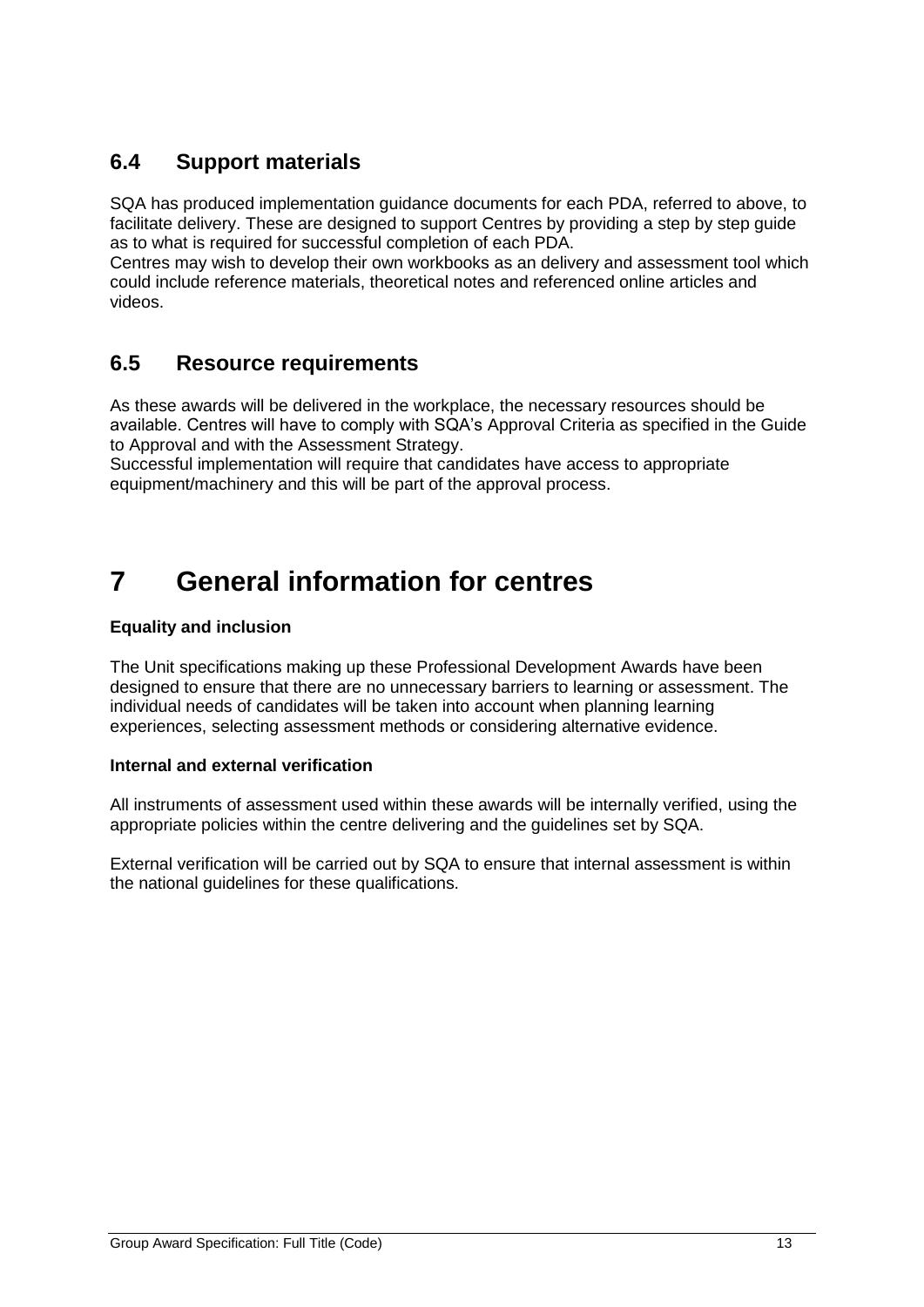## 6.4 Support materials

SQA has produced implementation guidance documents for each PDA, referred to above, to facilitate delivery. These are designed to support Centres by providing a step by step guide as to what is required for successful completion of each PDA.
Centres may wish to develop their own workbooks as an delivery and assessment tool which could include reference materials, theoretical notes and referenced online articles and videos.

## 6.5 Resource requirements

As these awards will be delivered in the workplace, the necessary resources should be available. Centres will have to comply with SQA's Approval Criteria as specified in the Guide to Approval and with the Assessment Strategy.
Successful implementation will require that candidates have access to appropriate equipment/machinery and this will be part of the approval process.

# 7 General information for centres

**Equality and inclusion**

The Unit specifications making up these Professional Development Awards have been designed to ensure that there are no unnecessary barriers to learning or assessment. The individual needs of candidates will be taken into account when planning learning experiences, selecting assessment methods or considering alternative evidence.

**Internal and external verification**

All instruments of assessment used within these awards will be internally verified, using the appropriate policies within the centre delivering and the guidelines set by SQA.

External verification will be carried out by SQA to ensure that internal assessment is within the national guidelines for these qualifications.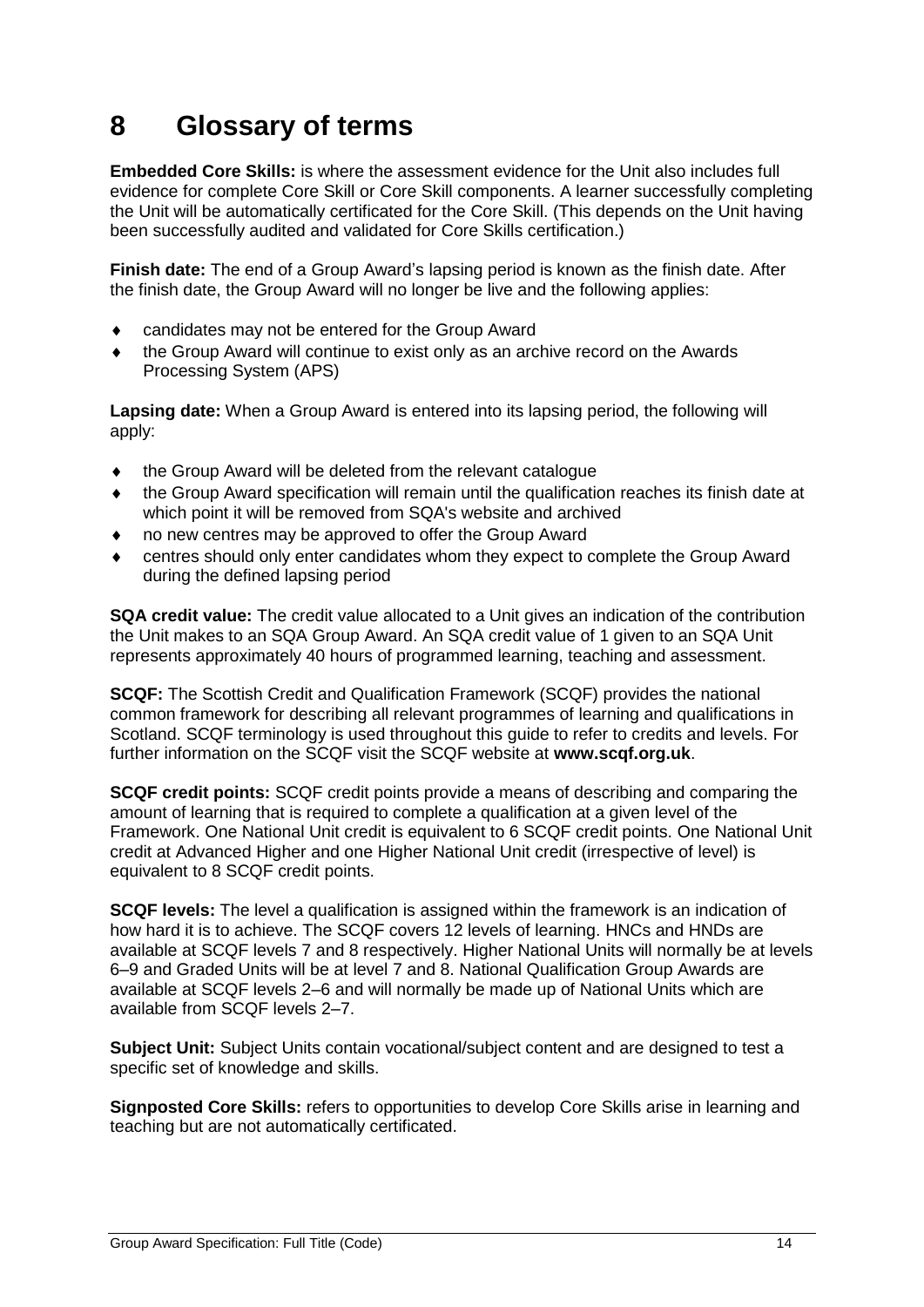# 8 Glossary of terms

**Embedded Core Skills:** is where the assessment evidence for the Unit also includes full evidence for complete Core Skill or Core Skill components. A learner successfully completing the Unit will be automatically certificated for the Core Skill. (This depends on the Unit having been successfully audited and validated for Core Skills certification.)

**Finish date:** The end of a Group Award's lapsing period is known as the finish date. After the finish date, the Group Award will no longer be live and the following applies:

- candidates may not be entered for the Group Award
- the Group Award will continue to exist only as an archive record on the Awards Processing System (APS)

**Lapsing date:** When a Group Award is entered into its lapsing period, the following will apply:

- the Group Award will be deleted from the relevant catalogue
- the Group Award specification will remain until the qualification reaches its finish date at which point it will be removed from SQA's website and archived
- no new centres may be approved to offer the Group Award
- centres should only enter candidates whom they expect to complete the Group Award during the defined lapsing period

**SQA credit value:** The credit value allocated to a Unit gives an indication of the contribution the Unit makes to an SQA Group Award. An SQA credit value of 1 given to an SQA Unit represents approximately 40 hours of programmed learning, teaching and assessment.

**SCQF:** The Scottish Credit and Qualification Framework (SCQF) provides the national common framework for describing all relevant programmes of learning and qualifications in Scotland. SCQF terminology is used throughout this guide to refer to credits and levels. For further information on the SCQF visit the SCQF website at **www.scqf.org.uk**.

**SCQF credit points:** SCQF credit points provide a means of describing and comparing the amount of learning that is required to complete a qualification at a given level of the Framework. One National Unit credit is equivalent to 6 SCQF credit points. One National Unit credit at Advanced Higher and one Higher National Unit credit (irrespective of level) is equivalent to 8 SCQF credit points.

**SCQF levels:** The level a qualification is assigned within the framework is an indication of how hard it is to achieve. The SCQF covers 12 levels of learning. HNCs and HNDs are available at SCQF levels 7 and 8 respectively. Higher National Units will normally be at levels 6–9 and Graded Units will be at level 7 and 8. National Qualification Group Awards are available at SCQF levels 2–6 and will normally be made up of National Units which are available from SCQF levels 2–7.

**Subject Unit:** Subject Units contain vocational/subject content and are designed to test a specific set of knowledge and skills.

**Signposted Core Skills:** refers to opportunities to develop Core Skills arise in learning and teaching but are not automatically certificated.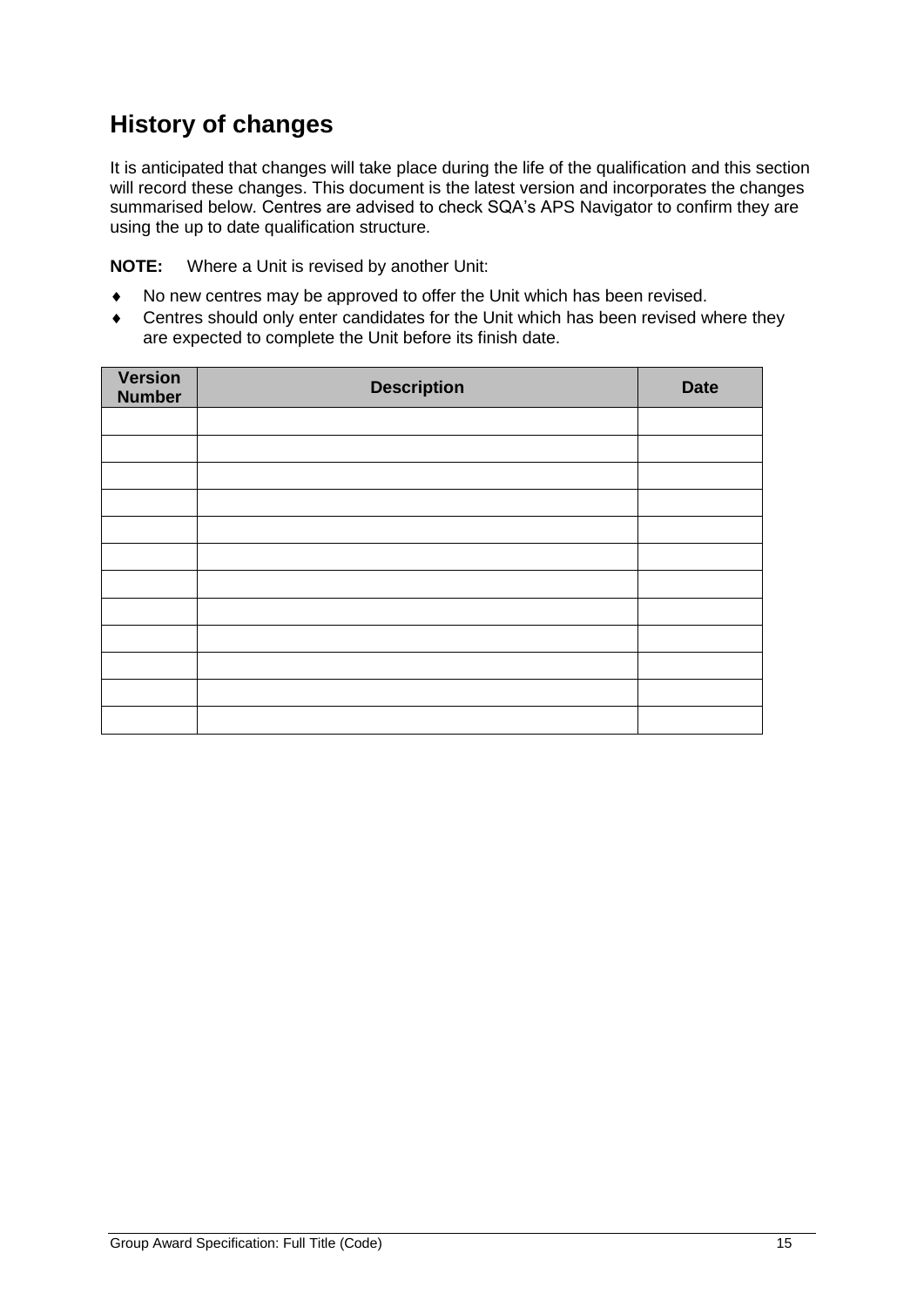## History of changes

It is anticipated that changes will take place during the life of the qualification and this section will record these changes. This document is the latest version and incorporates the changes summarised below. Centres are advised to check SQA's APS Navigator to confirm they are using the up to date qualification structure.

**NOTE:** Where a Unit is revised by another Unit:

- No new centres may be approved to offer the Unit which has been revised.
- Centres should only enter candidates for the Unit which has been revised where they are expected to complete the Unit before its finish date.

| Version Number | Description | Date |
|---|---|---|
| | | |
| | | |
| | | |
| | | |
| | | |
| | | |
| | | |
| | | |
| | | |
| | | |
| | | |
| | | |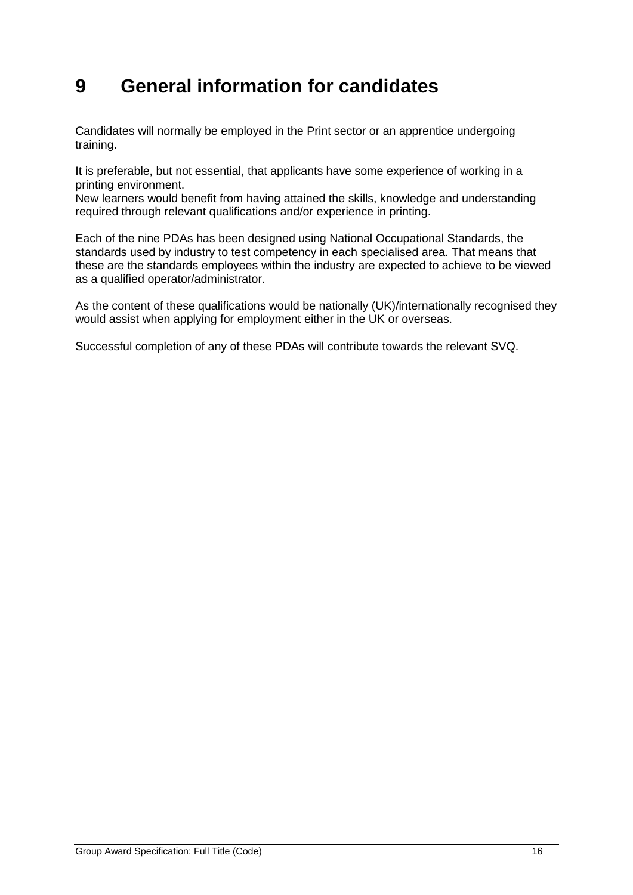# 9 General information for candidates

Candidates will normally be employed in the Print sector or an apprentice undergoing training.

It is preferable, but not essential, that applicants have some experience of working in a printing environment.
New learners would benefit from having attained the skills, knowledge and understanding required through relevant qualifications and/or experience in printing.

Each of the nine PDAs has been designed using National Occupational Standards, the standards used by industry to test competency in each specialised area. That means that these are the standards employees within the industry are expected to achieve to be viewed as a qualified operator/administrator.

As the content of these qualifications would be nationally (UK)/internationally recognised they would assist when applying for employment either in the UK or overseas.

Successful completion of any of these PDAs will contribute towards the relevant SVQ.